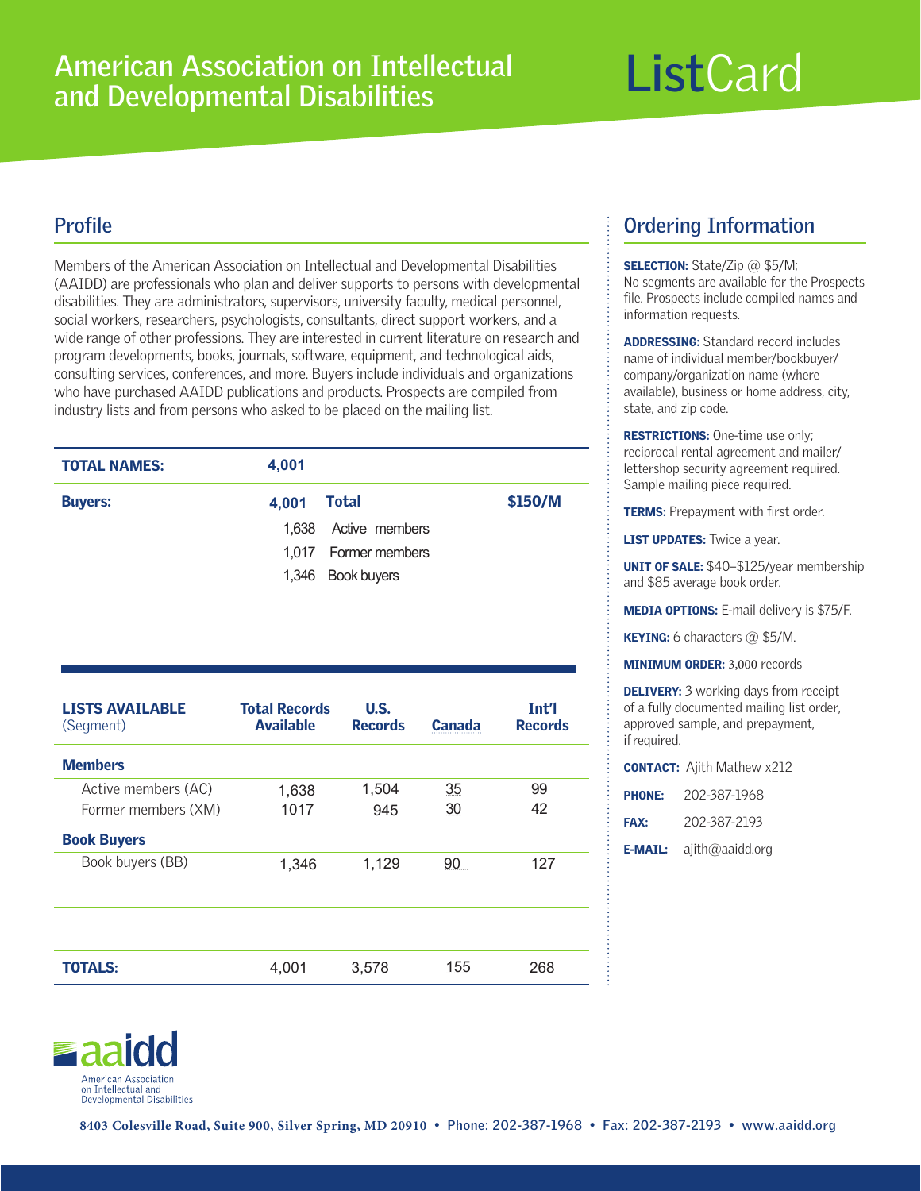# American Association on Intellectual and Developmental Disabilities

# ListCard

## Profile

Members of the American Association on Intellectual and Developmental Disabilities (AAIDD) are professionals who plan and deliver supports to persons with developmental disabilities. They are administrators, supervisors, university faculty, medical personnel, social workers, researchers, psychologists, consultants, direct support workers, and a wide range of other professions. They are interested in current literature on research and program developments, books, journals, software, equipment, and technological aids, consulting services, conferences, and more. Buyers include individuals and organizations who have purchased AAIDD publications and products. Prospects are compiled from industry lists and from persons who asked to be placed on the mailing list.

| **TOTAL NAMES:** | **4,001** | | |
|---|---|---|---|
| **Buyers:** | **4,001** | **Total** | **$150/M** |
| | 1,638 | Active members | |
| | 1,017 | Former members | |
| | 1,346 | Book buyers | |

| **LISTS AVAILABLE** (Segment) | **Total Records Available** | **U.S. Records** | **Canada** | **Int'l Records** |
|---|---|---|---|---|
| **Members** | | | | |
| Active members (AC) | 1,638 | 1,504 | 35 | 99 |
| Former members (XM) | 1017 | 945 | 30 | 42 |
| **Book Buyers** | | | | |
| Book buyers (BB) | 1,346 | 1,129 | 90 | 127 |
| **TOTALS:** | 4,001 | 3,578 | 155 | 268 |

## Ordering Information

**SELECTION:** State/Zip @ $5/M; No segments are available for the Prospects file. Prospects include compiled names and information requests.

**ADDRESSING:** Standard record includes name of individual member/bookbuyer/company/organization name (where available), business or home address, city, state, and zip code.

**RESTRICTIONS:** One-time use only; reciprocal rental agreement and mailer/lettershop security agreement required. Sample mailing piece required.

**TERMS:** Prepayment with first order.

**LIST UPDATES:** Twice a year.

**UNIT OF SALE:** $40–$125/year membership and $85 average book order.

**MEDIA OPTIONS:** E-mail delivery is $75/F.

**KEYING:** 6 characters @ $5/M.

**MINIMUM ORDER:** 3,000 records

**DELIVERY:** 3 working days from receipt of a fully documented mailing list order, approved sample, and prepayment, if required.

**CONTACT:** Ajith Mathew x212

**PHONE:** 202-387-1968

**FAX:** 202-387-2193

**E-MAIL:** ajith@aaidd.org

aaidd
American Association on Intellectual and Developmental Disabilities

8403 Colesville Road, Suite 900, Silver Spring, MD 20910 • Phone: 202-387-1968 • Fax: 202-387-2193 • www.aaidd.org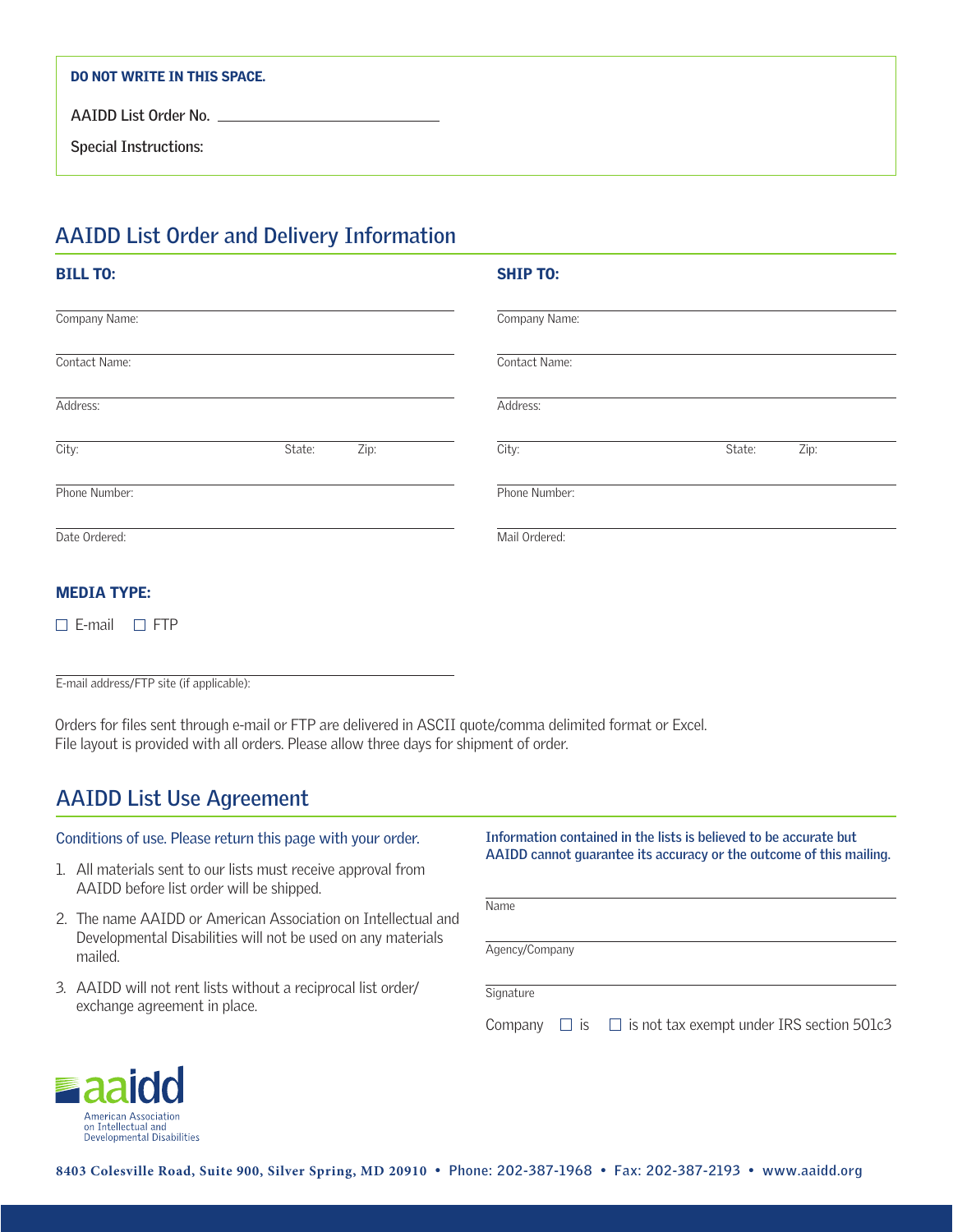**DO NOT WRITE IN THIS SPACE.**

AAIDD List Order No. ______________________

Special Instructions:

## AAIDD List Order and Delivery Information

**BILL TO:**

Company Name:

Contact Name:

Address:

City: State: Zip:

Phone Number:

Date Ordered:

**SHIP TO:**

Company Name:

Contact Name:

Address:

City: State: Zip:

Phone Number:

Mail Ordered:

**MEDIA TYPE:**

☐ E-mail ☐ FTP

E-mail address/FTP site (if applicable):

Orders for files sent through e-mail or FTP are delivered in ASCII quote/comma delimited format or Excel. File layout is provided with all orders. Please allow three days for shipment of order.

## AAIDD List Use Agreement

Conditions of use. Please return this page with your order.

1. All materials sent to our lists must receive approval from AAIDD before list order will be shipped.
2. The name AAIDD or American Association on Intellectual and Developmental Disabilities will not be used on any materials mailed.
3. AAIDD will not rent lists without a reciprocal list order/exchange agreement in place.

**Information contained in the lists is believed to be accurate but AAIDD cannot guarantee its accuracy or the outcome of this mailing.**

Name

Agency/Company

Signature

Company ☐ is ☐ is not tax exempt under IRS section 501c3

aaidd
American Association on Intellectual and Developmental Disabilities

8403 Colesville Road, Suite 900, Silver Spring, MD 20910 • Phone: 202-387-1968 • Fax: 202-387-2193 • www.aaidd.org